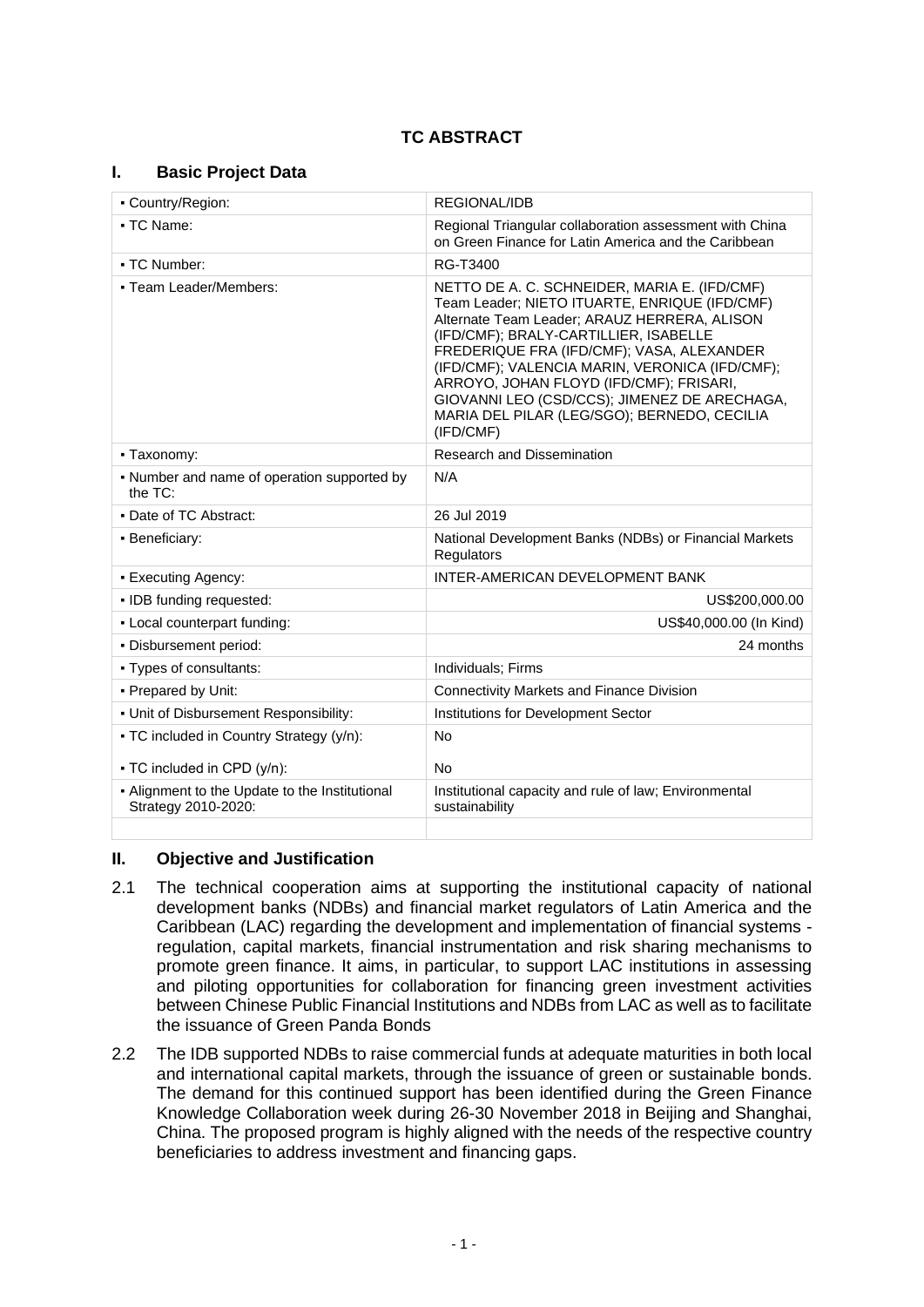# TC ABSTRACT

## I. Basic Project Data

| | |
|---|---|
| ▪ Country/Region: | REGIONAL/IDB |
| ▪ TC Name: | Regional Triangular collaboration assessment with China on Green Finance for Latin America and the Caribbean |
| ▪ TC Number: | RG-T3400 |
| ▪ Team Leader/Members: | NETTO DE A. C. SCHNEIDER, MARIA E. (IFD/CMF) Team Leader; NIETO ITUARTE, ENRIQUE (IFD/CMF) Alternate Team Leader; ARAUZ HERRERA, ALISON (IFD/CMF); BRALY-CARTILLIER, ISABELLE FREDERIQUE FRA (IFD/CMF); VASA, ALEXANDER (IFD/CMF); VALENCIA MARIN, VERONICA (IFD/CMF); ARROYO, JOHAN FLOYD (IFD/CMF); FRISARI, GIOVANNI LEO (CSD/CCS); JIMENEZ DE ARECHAGA, MARIA DEL PILAR (LEG/SGO); BERNEDO, CECILIA (IFD/CMF) |
| ▪ Taxonomy: | Research and Dissemination |
| ▪ Number and name of operation supported by the TC: | N/A |
| ▪ Date of TC Abstract: | 26 Jul 2019 |
| ▪ Beneficiary: | National Development Banks (NDBs) or Financial Markets Regulators |
| ▪ Executing Agency: | INTER-AMERICAN DEVELOPMENT BANK |
| ▪ IDB funding requested: | US$200,000.00 |
| ▪ Local counterpart funding: | US$40,000.00 (In Kind) |
| ▪ Disbursement period: | 24 months |
| ▪ Types of consultants: | Individuals; Firms |
| ▪ Prepared by Unit: | Connectivity Markets and Finance Division |
| ▪ Unit of Disbursement Responsibility: | Institutions for Development Sector |
| ▪ TC included in Country Strategy (y/n): | No |
| ▪ TC included in CPD (y/n): | No |
| ▪ Alignment to the Update to the Institutional Strategy 2010-2020: | Institutional capacity and rule of law; Environmental sustainability |

## II. Objective and Justification

2.1 The technical cooperation aims at supporting the institutional capacity of national development banks (NDBs) and financial market regulators of Latin America and the Caribbean (LAC) regarding the development and implementation of financial systems - regulation, capital markets, financial instrumentation and risk sharing mechanisms to promote green finance. It aims, in particular, to support LAC institutions in assessing and piloting opportunities for collaboration for financing green investment activities between Chinese Public Financial Institutions and NDBs from LAC as well as to facilitate the issuance of Green Panda Bonds

2.2 The IDB supported NDBs to raise commercial funds at adequate maturities in both local and international capital markets, through the issuance of green or sustainable bonds. The demand for this continued support has been identified during the Green Finance Knowledge Collaboration week during 26-30 November 2018 in Beijing and Shanghai, China. The proposed program is highly aligned with the needs of the respective country beneficiaries to address investment and financing gaps.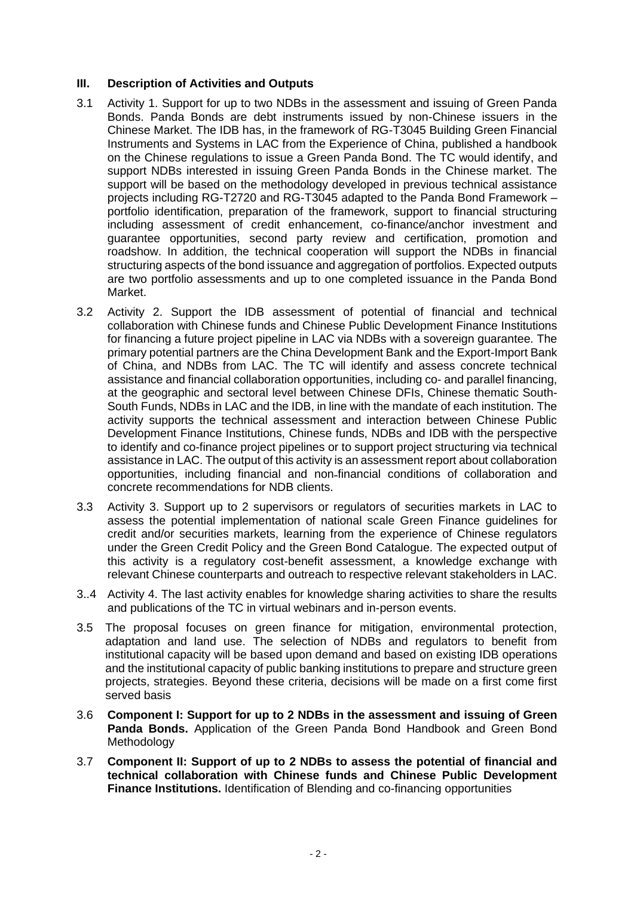## III. Description of Activities and Outputs

3.1 Activity 1. Support for up to two NDBs in the assessment and issuing of Green Panda Bonds. Panda Bonds are debt instruments issued by non-Chinese issuers in the Chinese Market. The IDB has, in the framework of RG-T3045 Building Green Financial Instruments and Systems in LAC from the Experience of China, published a handbook on the Chinese regulations to issue a Green Panda Bond. The TC would identify, and support NDBs interested in issuing Green Panda Bonds in the Chinese market. The support will be based on the methodology developed in previous technical assistance projects including RG-T2720 and RG-T3045 adapted to the Panda Bond Framework – portfolio identification, preparation of the framework, support to financial structuring including assessment of credit enhancement, co-finance/anchor investment and guarantee opportunities, second party review and certification, promotion and roadshow. In addition, the technical cooperation will support the NDBs in financial structuring aspects of the bond issuance and aggregation of portfolios. Expected outputs are two portfolio assessments and up to one completed issuance in the Panda Bond Market.

3.2 Activity 2. Support the IDB assessment of potential of financial and technical collaboration with Chinese funds and Chinese Public Development Finance Institutions for financing a future project pipeline in LAC via NDBs with a sovereign guarantee. The primary potential partners are the China Development Bank and the Export-Import Bank of China, and NDBs from LAC. The TC will identify and assess concrete technical assistance and financial collaboration opportunities, including co- and parallel financing, at the geographic and sectoral level between Chinese DFIs, Chinese thematic South-South Funds, NDBs in LAC and the IDB, in line with the mandate of each institution. The activity supports the technical assessment and interaction between Chinese Public Development Finance Institutions, Chinese funds, NDBs and IDB with the perspective to identify and co-finance project pipelines or to support project structuring via technical assistance in LAC. The output of this activity is an assessment report about collaboration opportunities, including financial and non-financial conditions of collaboration and concrete recommendations for NDB clients.

3.3 Activity 3. Support up to 2 supervisors or regulators of securities markets in LAC to assess the potential implementation of national scale Green Finance guidelines for credit and/or securities markets, learning from the experience of Chinese regulators under the Green Credit Policy and the Green Bond Catalogue. The expected output of this activity is a regulatory cost-benefit assessment, a knowledge exchange with relevant Chinese counterparts and outreach to respective relevant stakeholders in LAC.

3..4 Activity 4. The last activity enables for knowledge sharing activities to share the results and publications of the TC in virtual webinars and in-person events.

3.5 The proposal focuses on green finance for mitigation, environmental protection, adaptation and land use. The selection of NDBs and regulators to benefit from institutional capacity will be based upon demand and based on existing IDB operations and the institutional capacity of public banking institutions to prepare and structure green projects, strategies. Beyond these criteria, decisions will be made on a first come first served basis

3.6 **Component I: Support for up to 2 NDBs in the assessment and issuing of Green Panda Bonds.** Application of the Green Panda Bond Handbook and Green Bond Methodology

3.7 **Component II: Support of up to 2 NDBs to assess the potential of financial and technical collaboration with Chinese funds and Chinese Public Development Finance Institutions.** Identification of Blending and co-financing opportunities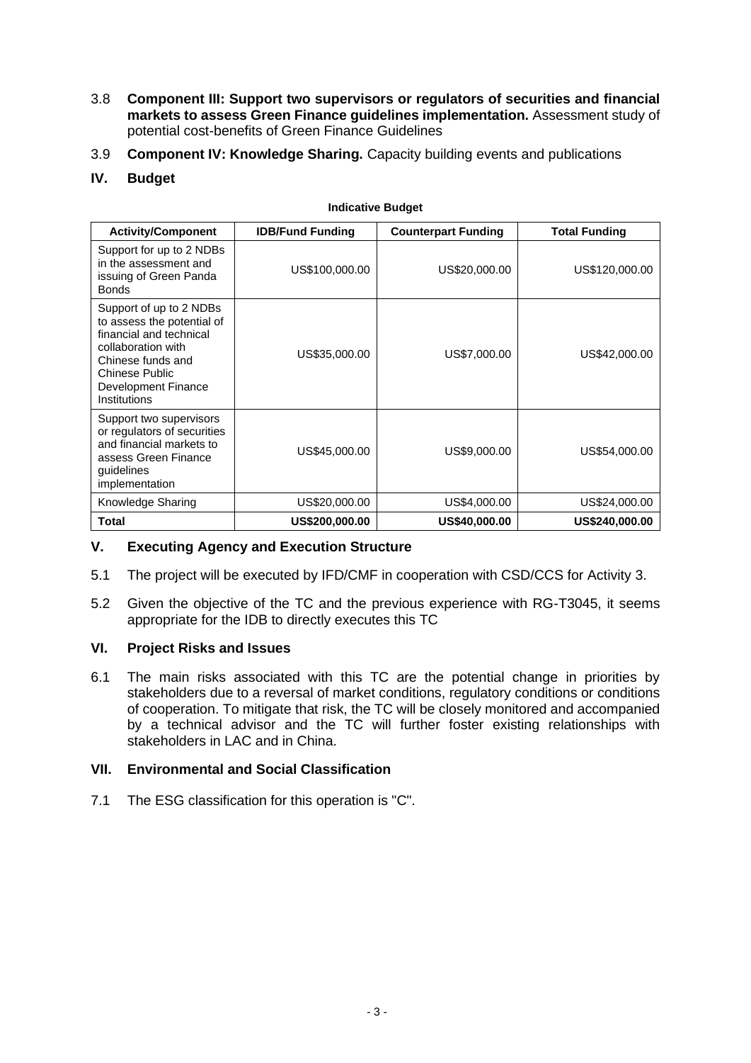3.8 **Component III: Support two supervisors or regulators of securities and financial markets to assess Green Finance guidelines implementation.** Assessment study of potential cost-benefits of Green Finance Guidelines

3.9 **Component IV: Knowledge Sharing.** Capacity building events and publications

## IV. Budget

**Indicative Budget**

| Activity/Component | IDB/Fund Funding | Counterpart Funding | Total Funding |
|---|---|---|---|
| Support for up to 2 NDBs in the assessment and issuing of Green Panda Bonds | US$100,000.00 | US$20,000.00 | US$120,000.00 |
| Support of up to 2 NDBs to assess the potential of financial and technical collaboration with Chinese funds and Chinese Public Development Finance Institutions | US$35,000.00 | US$7,000.00 | US$42,000.00 |
| Support two supervisors or regulators of securities and financial markets to assess Green Finance guidelines implementation | US$45,000.00 | US$9,000.00 | US$54,000.00 |
| Knowledge Sharing | US$20,000.00 | US$4,000.00 | US$24,000.00 |
| **Total** | **US$200,000.00** | **US$40,000.00** | **US$240,000.00** |

## V. Executing Agency and Execution Structure

5.1 The project will be executed by IFD/CMF in cooperation with CSD/CCS for Activity 3.

5.2 Given the objective of the TC and the previous experience with RG-T3045, it seems appropriate for the IDB to directly executes this TC

## VI. Project Risks and Issues

6.1 The main risks associated with this TC are the potential change in priorities by stakeholders due to a reversal of market conditions, regulatory conditions or conditions of cooperation. To mitigate that risk, the TC will be closely monitored and accompanied by a technical advisor and the TC will further foster existing relationships with stakeholders in LAC and in China.

## VII. Environmental and Social Classification

7.1 The ESG classification for this operation is "C".